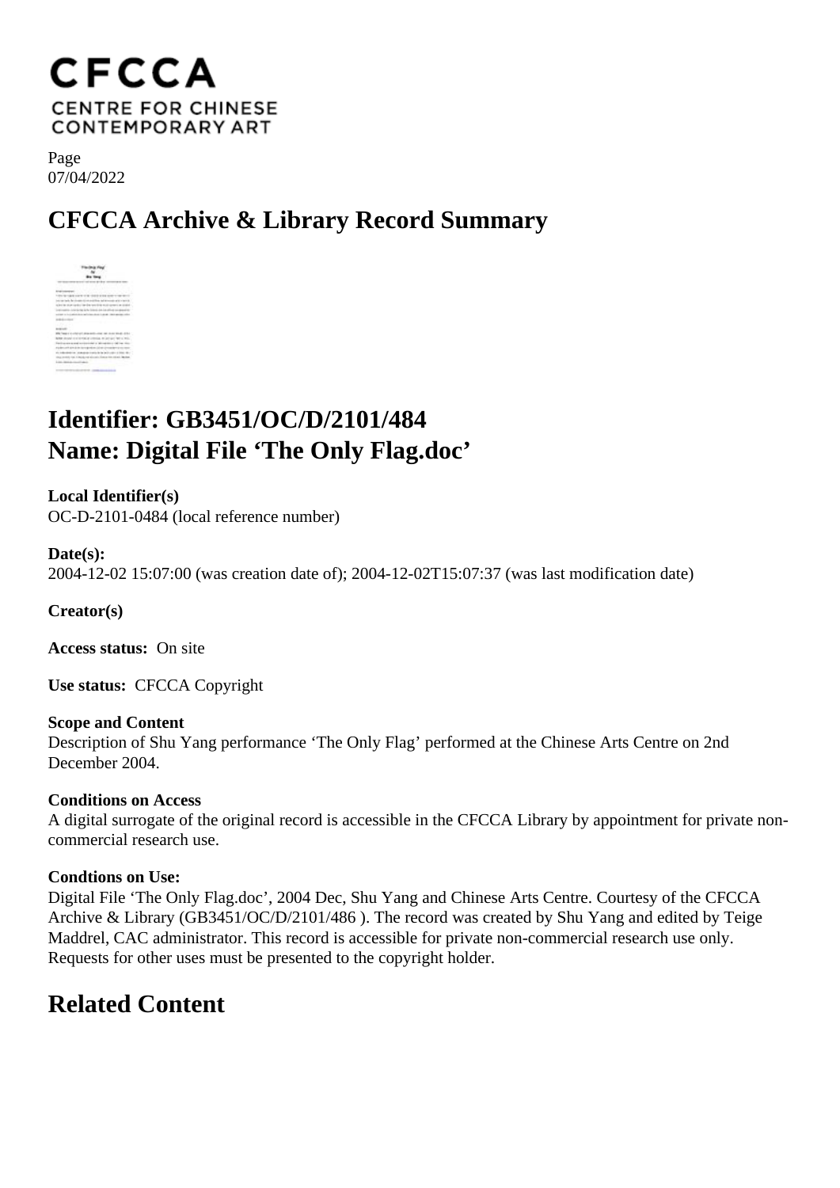# CFCCA
CENTRE FOR CHINESE CONTEMPORARY ART

Page
07/04/2022

## CFCCA Archive & Library Record Summary

## Identifier: GB3451/OC/D/2101/484
## Name: Digital File 'The Only Flag.doc'

**Local Identifier(s)**
OC-D-2101-0484 (local reference number)

**Date(s):**
2004-12-02 15:07:00 (was creation date of); 2004-12-02T15:07:37 (was last modification date)

**Creator(s)**

**Access status:** On site

**Use status:** CFCCA Copyright

**Scope and Content**
Description of Shu Yang performance 'The Only Flag' performed at the Chinese Arts Centre on 2nd December 2004.

**Conditions on Access**
A digital surrogate of the original record is accessible in the CFCCA Library by appointment for private non-commercial research use.

**Condtions on Use:**
Digital File 'The Only Flag.doc', 2004 Dec, Shu Yang and Chinese Arts Centre. Courtesy of the CFCCA Archive & Library (GB3451/OC/D/2101/486 ). The record was created by Shu Yang and edited by Teige Maddrel, CAC administrator. This record is accessible for private non-commercial research use only. Requests for other uses must be presented to the copyright holder.

## Related Content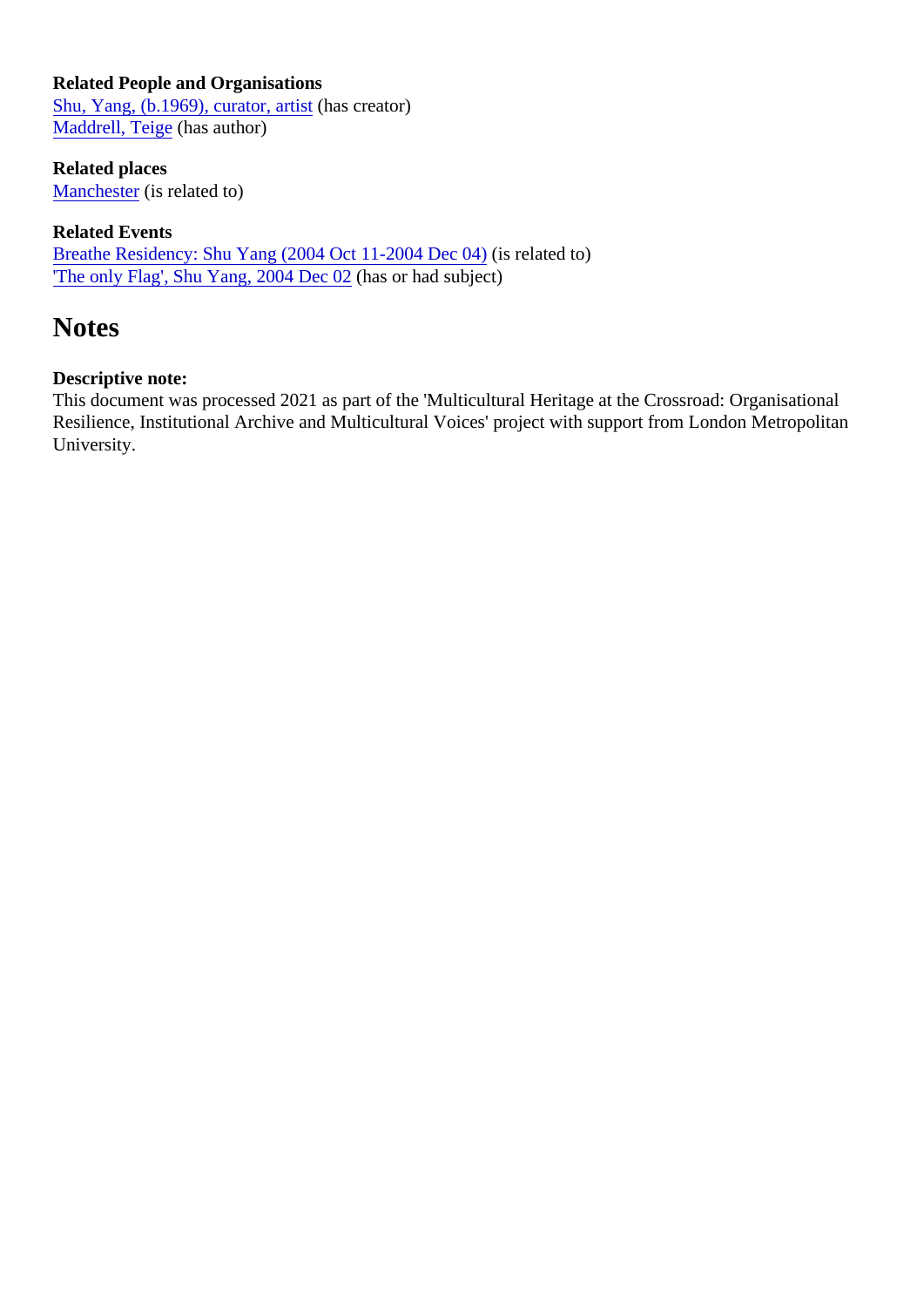**Related People and Organisations**
Shu, Yang, (b.1969), curator, artist (has creator)
Maddrell, Teige (has author)

**Related places**
Manchester (is related to)

**Related Events**
Breathe Residency: Shu Yang (2004 Oct 11-2004 Dec 04) (is related to)
'The only Flag', Shu Yang, 2004 Dec 02 (has or had subject)

## Notes

**Descriptive note:**
This document was processed 2021 as part of the 'Multicultural Heritage at the Crossroad: Organisational Resilience, Institutional Archive and Multicultural Voices' project with support from London Metropolitan University.